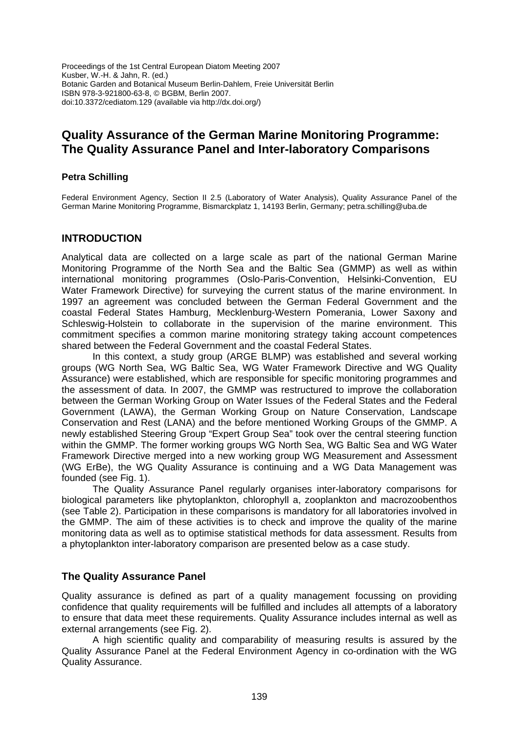Proceedings of the 1st Central European Diatom Meeting 2007
Kusber, W.-H. & Jahn, R. (ed.)
Botanic Garden and Botanical Museum Berlin-Dahlem, Freie Universität Berlin
ISBN 978-3-921800-63-8, © BGBM, Berlin 2007.
doi:10.3372/cediatom.129 (available via http://dx.doi.org/)

# Quality Assurance of the German Marine Monitoring Programme: The Quality Assurance Panel and Inter-laboratory Comparisons

**Petra Schilling**

Federal Environment Agency, Section II 2.5 (Laboratory of Water Analysis), Quality Assurance Panel of the German Marine Monitoring Programme, Bismarckplatz 1, 14193 Berlin, Germany; petra.schilling@uba.de

## INTRODUCTION

Analytical data are collected on a large scale as part of the national German Marine Monitoring Programme of the North Sea and the Baltic Sea (GMMP) as well as within international monitoring programmes (Oslo-Paris-Convention, Helsinki-Convention, EU Water Framework Directive) for surveying the current status of the marine environment. In 1997 an agreement was concluded between the German Federal Government and the coastal Federal States Hamburg, Mecklenburg-Western Pomerania, Lower Saxony and Schleswig-Holstein to collaborate in the supervision of the marine environment. This commitment specifies a common marine monitoring strategy taking account competences shared between the Federal Government and the coastal Federal States.

In this context, a study group (ARGE BLMP) was established and several working groups (WG North Sea, WG Baltic Sea, WG Water Framework Directive and WG Quality Assurance) were established, which are responsible for specific monitoring programmes and the assessment of data. In 2007, the GMMP was restructured to improve the collaboration between the German Working Group on Water Issues of the Federal States and the Federal Government (LAWA), the German Working Group on Nature Conservation, Landscape Conservation and Rest (LANA) and the before mentioned Working Groups of the GMMP. A newly established Steering Group "Expert Group Sea" took over the central steering function within the GMMP. The former working groups WG North Sea, WG Baltic Sea and WG Water Framework Directive merged into a new working group WG Measurement and Assessment (WG ErBe), the WG Quality Assurance is continuing and a WG Data Management was founded (see Fig. 1).

The Quality Assurance Panel regularly organises inter-laboratory comparisons for biological parameters like phytoplankton, chlorophyll a, zooplankton and macrozoobenthos (see Table 2). Participation in these comparisons is mandatory for all laboratories involved in the GMMP. The aim of these activities is to check and improve the quality of the marine monitoring data as well as to optimise statistical methods for data assessment. Results from a phytoplankton inter-laboratory comparison are presented below as a case study.

### The Quality Assurance Panel

Quality assurance is defined as part of a quality management focussing on providing confidence that quality requirements will be fulfilled and includes all attempts of a laboratory to ensure that data meet these requirements. Quality Assurance includes internal as well as external arrangements (see Fig. 2).

A high scientific quality and comparability of measuring results is assured by the Quality Assurance Panel at the Federal Environment Agency in co-ordination with the WG Quality Assurance.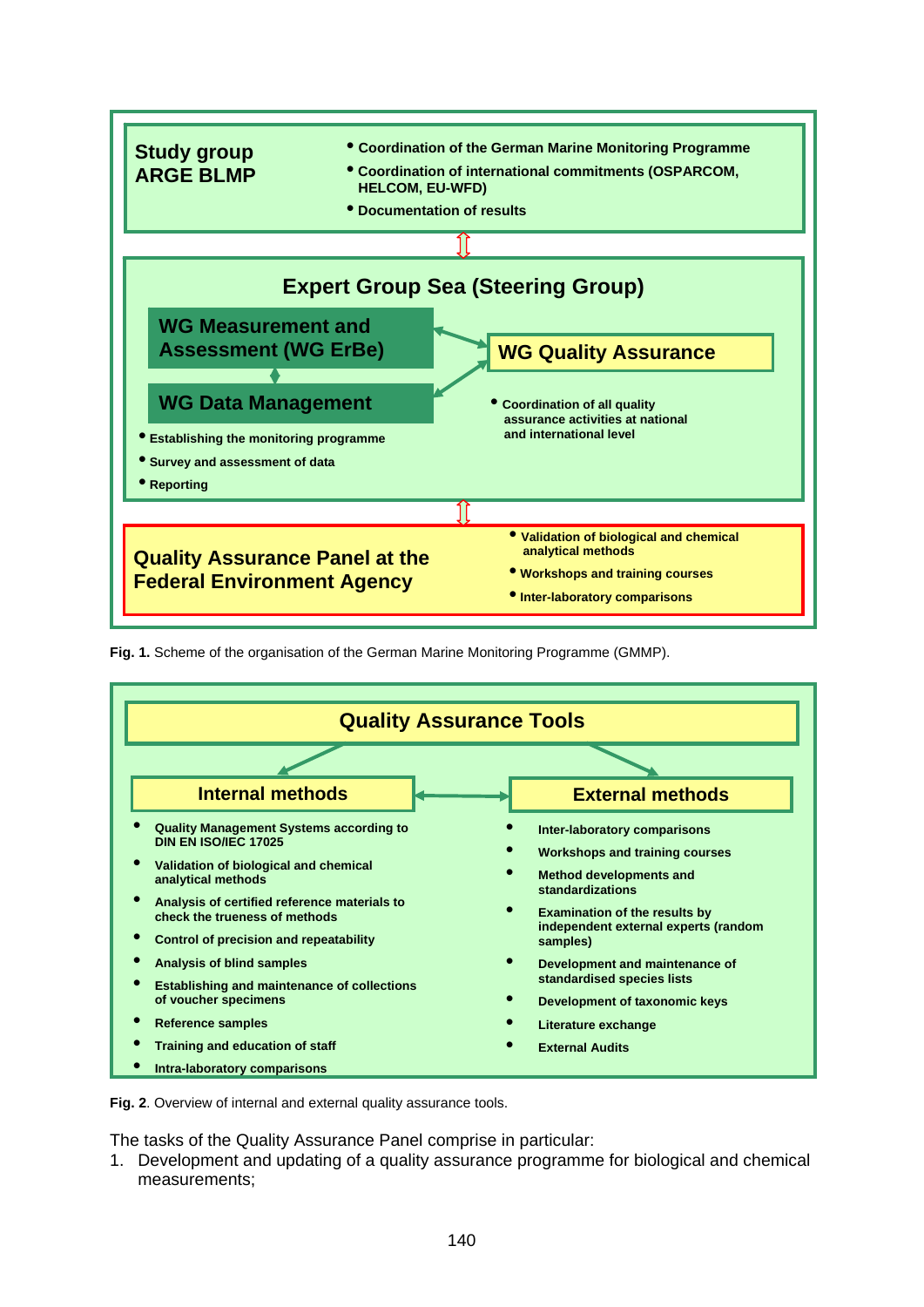**Study group ARGE BLMP**

- Coordination of the German Marine Monitoring Programme
- Coordination of international commitments (OSPARCOM, HELCOM, EU-WFD)
- Documentation of results

**Expert Group Sea (Steering Group)**

**WG Measurement and Assessment (WG ErBe)**

**WG Data Management**

- Establishing the monitoring programme
- Survey and assessment of data
- Reporting

**WG Quality Assurance**

- Coordination of all quality assurance activities at national and international level

**Quality Assurance Panel at the Federal Environment Agency**

- Validation of biological and chemical analytical methods
- Workshops and training courses
- Inter-laboratory comparisons

**Fig. 1.** Scheme of the organisation of the German Marine Monitoring Programme (GMMP).

**Quality Assurance Tools**

**Internal methods**

- Quality Management Systems according to DIN EN ISO/IEC 17025
- Validation of biological and chemical analytical methods
- Analysis of certified reference materials to check the trueness of methods
- Control of precision and repeatability
- Analysis of blind samples
- Establishing and maintenance of collections of voucher specimens
- Reference samples
- Training and education of staff
- Intra-laboratory comparisons

**External methods**

- Inter-laboratory comparisons
- Workshops and training courses
- Method developments and standardizations
- Examination of the results by independent external experts (random samples)
- Development and maintenance of standardised species lists
- Development of taxonomic keys
- Literature exchange
- External Audits

**Fig. 2**. Overview of internal and external quality assurance tools.

The tasks of the Quality Assurance Panel comprise in particular:

1. Development and updating of a quality assurance programme for biological and chemical measurements;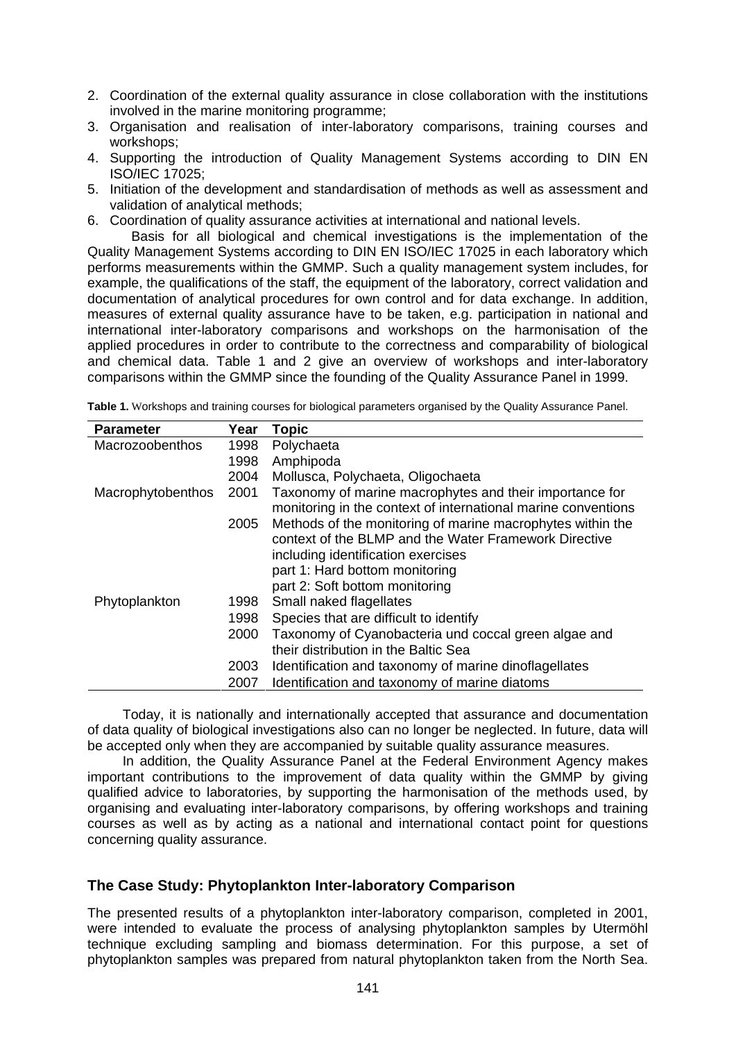2. Coordination of the external quality assurance in close collaboration with the institutions involved in the marine monitoring programme;
3. Organisation and realisation of inter-laboratory comparisons, training courses and workshops;
4. Supporting the introduction of Quality Management Systems according to DIN EN ISO/IEC 17025;
5. Initiation of the development and standardisation of methods as well as assessment and validation of analytical methods;
6. Coordination of quality assurance activities at international and national levels.

Basis for all biological and chemical investigations is the implementation of the Quality Management Systems according to DIN EN ISO/IEC 17025 in each laboratory which performs measurements within the GMMP. Such a quality management system includes, for example, the qualifications of the staff, the equipment of the laboratory, correct validation and documentation of analytical procedures for own control and for data exchange. In addition, measures of external quality assurance have to be taken, e.g. participation in national and international inter-laboratory comparisons and workshops on the harmonisation of the applied procedures in order to contribute to the correctness and comparability of biological and chemical data. Table 1 and 2 give an overview of workshops and inter-laboratory comparisons within the GMMP since the founding of the Quality Assurance Panel in 1999.

**Table 1.** Workshops and training courses for biological parameters organised by the Quality Assurance Panel.

| Parameter | Year | Topic |
|---|---|---|
| Macrozoobenthos | 1998 | Polychaeta |
| | 1998 | Amphipoda |
| | 2004 | Mollusca, Polychaeta, Oligochaeta |
| Macrophytobenthos | 2001 | Taxonomy of marine macrophytes and their importance for monitoring in the context of international marine conventions |
| | 2005 | Methods of the monitoring of marine macrophytes within the context of the BLMP and the Water Framework Directive including identification exercises<br>part 1: Hard bottom monitoring<br>part 2: Soft bottom monitoring |
| Phytoplankton | 1998 | Small naked flagellates |
| | 1998 | Species that are difficult to identify |
| | 2000 | Taxonomy of Cyanobacteria und coccal green algae and their distribution in the Baltic Sea |
| | 2003 | Identification and taxonomy of marine dinoflagellates |
| | 2007 | Identification and taxonomy of marine diatoms |

Today, it is nationally and internationally accepted that assurance and documentation of data quality of biological investigations also can no longer be neglected. In future, data will be accepted only when they are accompanied by suitable quality assurance measures.

In addition, the Quality Assurance Panel at the Federal Environment Agency makes important contributions to the improvement of data quality within the GMMP by giving qualified advice to laboratories, by supporting the harmonisation of the methods used, by organising and evaluating inter-laboratory comparisons, by offering workshops and training courses as well as by acting as a national and international contact point for questions concerning quality assurance.

## The Case Study: Phytoplankton Inter-laboratory Comparison

The presented results of a phytoplankton inter-laboratory comparison, completed in 2001, were intended to evaluate the process of analysing phytoplankton samples by Utermöhl technique excluding sampling and biomass determination. For this purpose, a set of phytoplankton samples was prepared from natural phytoplankton taken from the North Sea.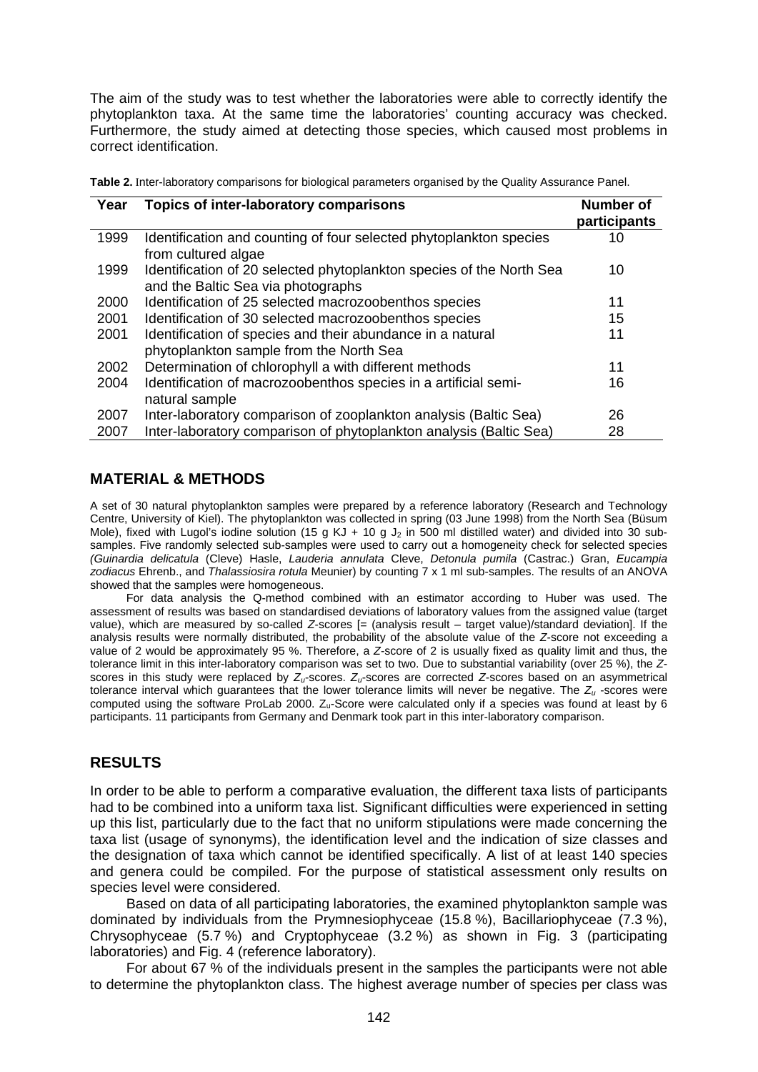The aim of the study was to test whether the laboratories were able to correctly identify the phytoplankton taxa. At the same time the laboratories' counting accuracy was checked. Furthermore, the study aimed at detecting those species, which caused most problems in correct identification.

**Table 2.** Inter-laboratory comparisons for biological parameters organised by the Quality Assurance Panel.

| Year | Topics of inter-laboratory comparisons | Number of participants |
|---|---|---|
| 1999 | Identification and counting of four selected phytoplankton species from cultured algae | 10 |
| 1999 | Identification of 20 selected phytoplankton species of the North Sea and the Baltic Sea via photographs | 10 |
| 2000 | Identification of 25 selected macrozoobenthos species | 11 |
| 2001 | Identification of 30 selected macrozoobenthos species | 15 |
| 2001 | Identification of species and their abundance in a natural phytoplankton sample from the North Sea | 11 |
| 2002 | Determination of chlorophyll a with different methods | 11 |
| 2004 | Identification of macrozoobenthos species in a artificial semi-natural sample | 16 |
| 2007 | Inter-laboratory comparison of zooplankton analysis (Baltic Sea) | 26 |
| 2007 | Inter-laboratory comparison of phytoplankton analysis (Baltic Sea) | 28 |

## MATERIAL & METHODS

A set of 30 natural phytoplankton samples were prepared by a reference laboratory (Research and Technology Centre, University of Kiel). The phytoplankton was collected in spring (03 June 1998) from the North Sea (Büsum Mole), fixed with Lugol's iodine solution (15 g KJ + 10 g $J_2$ in 500 ml distilled water) and divided into 30 sub-samples. Five randomly selected sub-samples were used to carry out a homogeneity check for selected species *(Guinardia delicatula* (Cleve) Hasle, *Lauderia annulata* Cleve, *Detonula pumila* (Castrac.) Gran, *Eucampia zodiacus* Ehrenb., and *Thalassiosira rotula* Meunier) by counting 7 x 1 ml sub-samples. The results of an ANOVA showed that the samples were homogeneous.

For data analysis the Q-method combined with an estimator according to Huber was used. The assessment of results was based on standardised deviations of laboratory values from the assigned value (target value), which are measured by so-called *Z*-scores [= (analysis result – target value)/standard deviation]. If the analysis results were normally distributed, the probability of the absolute value of the *Z*-score not exceeding a value of 2 would be approximately 95 %. Therefore, a *Z*-score of 2 is usually fixed as quality limit and thus, the tolerance limit in this inter-laboratory comparison was set to two. Due to substantial variability (over 25 %), the *Z*-scores in this study were replaced by $Z_u$-scores. $Z_u$-scores are corrected *Z*-scores based on an asymmetrical tolerance interval which guarantees that the lower tolerance limits will never be negative. The $Z_u$ -scores were computed using the software ProLab 2000. $Z_u$-Score were calculated only if a species was found at least by 6 participants. 11 participants from Germany and Denmark took part in this inter-laboratory comparison.

## RESULTS

In order to be able to perform a comparative evaluation, the different taxa lists of participants had to be combined into a uniform taxa list. Significant difficulties were experienced in setting up this list, particularly due to the fact that no uniform stipulations were made concerning the taxa list (usage of synonyms), the identification level and the indication of size classes and the designation of taxa which cannot be identified specifically. A list of at least 140 species and genera could be compiled. For the purpose of statistical assessment only results on species level were considered.

Based on data of all participating laboratories, the examined phytoplankton sample was dominated by individuals from the Prymnesiophyceae (15.8 %), Bacillariophyceae (7.3 %), Chrysophyceae (5.7 %) and Cryptophyceae (3.2 %) as shown in Fig. 3 (participating laboratories) and Fig. 4 (reference laboratory).

For about 67 % of the individuals present in the samples the participants were not able to determine the phytoplankton class. The highest average number of species per class was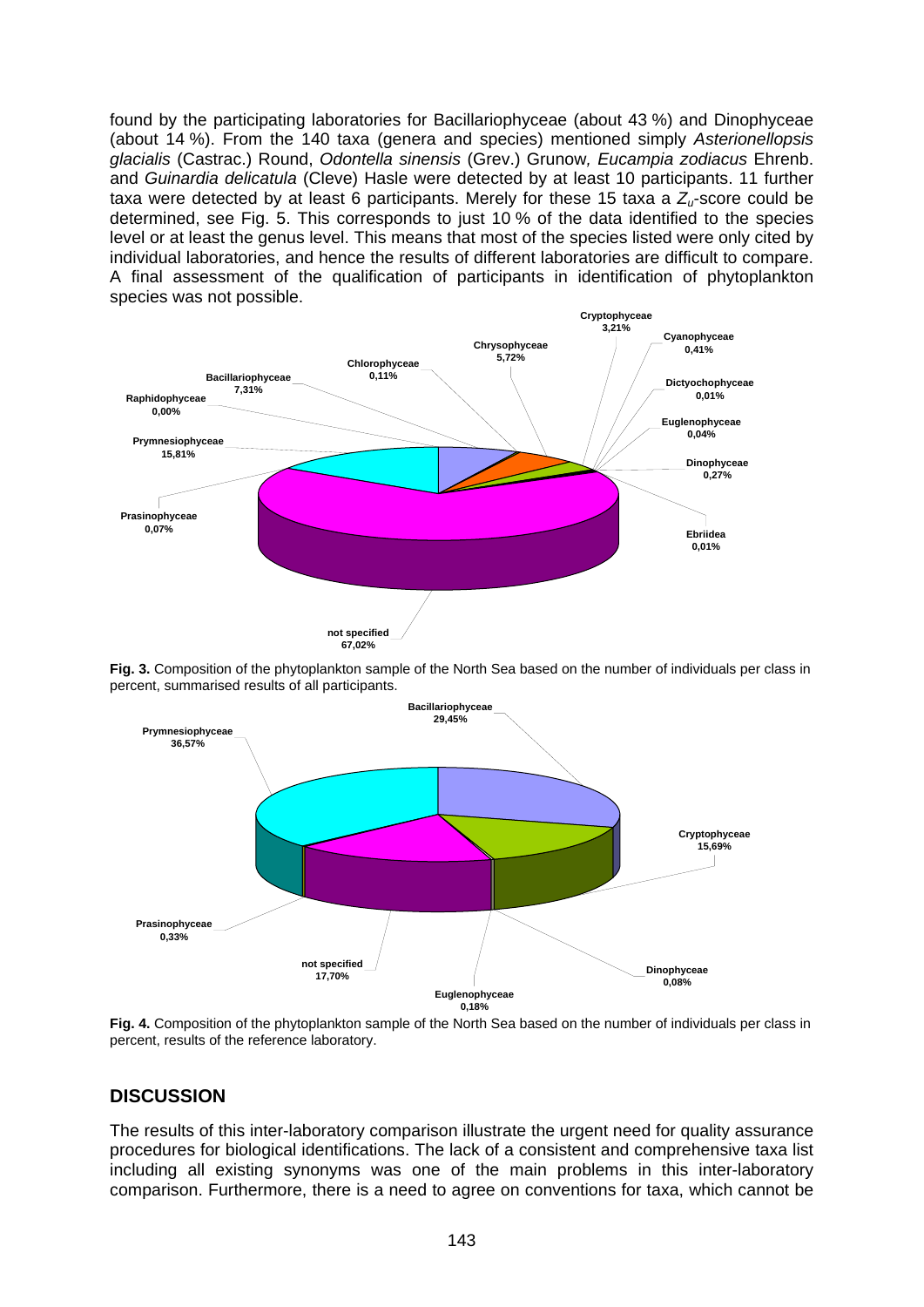found by the participating laboratories for Bacillariophyceae (about 43 %) and Dinophyceae (about 14 %). From the 140 taxa (genera and species) mentioned simply *Asterionellopsis glacialis* (Castrac.) Round, *Odontella sinensis* (Grev.) Grunow, *Eucampia zodiacus* Ehrenb. and *Guinardia delicatula* (Cleve) Hasle were detected by at least 10 participants. 11 further taxa were detected by at least 6 participants. Merely for these 15 taxa a $Z_u$-score could be determined, see Fig. 5. This corresponds to just 10 % of the data identified to the species level or at least the genus level. This means that most of the species listed were only cited by individual laboratories, and hence the results of different laboratories are difficult to compare. A final assessment of the qualification of participants in identification of phytoplankton species was not possible.

**Fig. 3.** Composition of the phytoplankton sample of the North Sea based on the number of individuals per class in percent, summarised results of all participants.

**Fig. 4.** Composition of the phytoplankton sample of the North Sea based on the number of individuals per class in percent, results of the reference laboratory.

## DISCUSSION

The results of this inter-laboratory comparison illustrate the urgent need for quality assurance procedures for biological identifications. The lack of a consistent and comprehensive taxa list including all existing synonyms was one of the main problems in this inter-laboratory comparison. Furthermore, there is a need to agree on conventions for taxa, which cannot be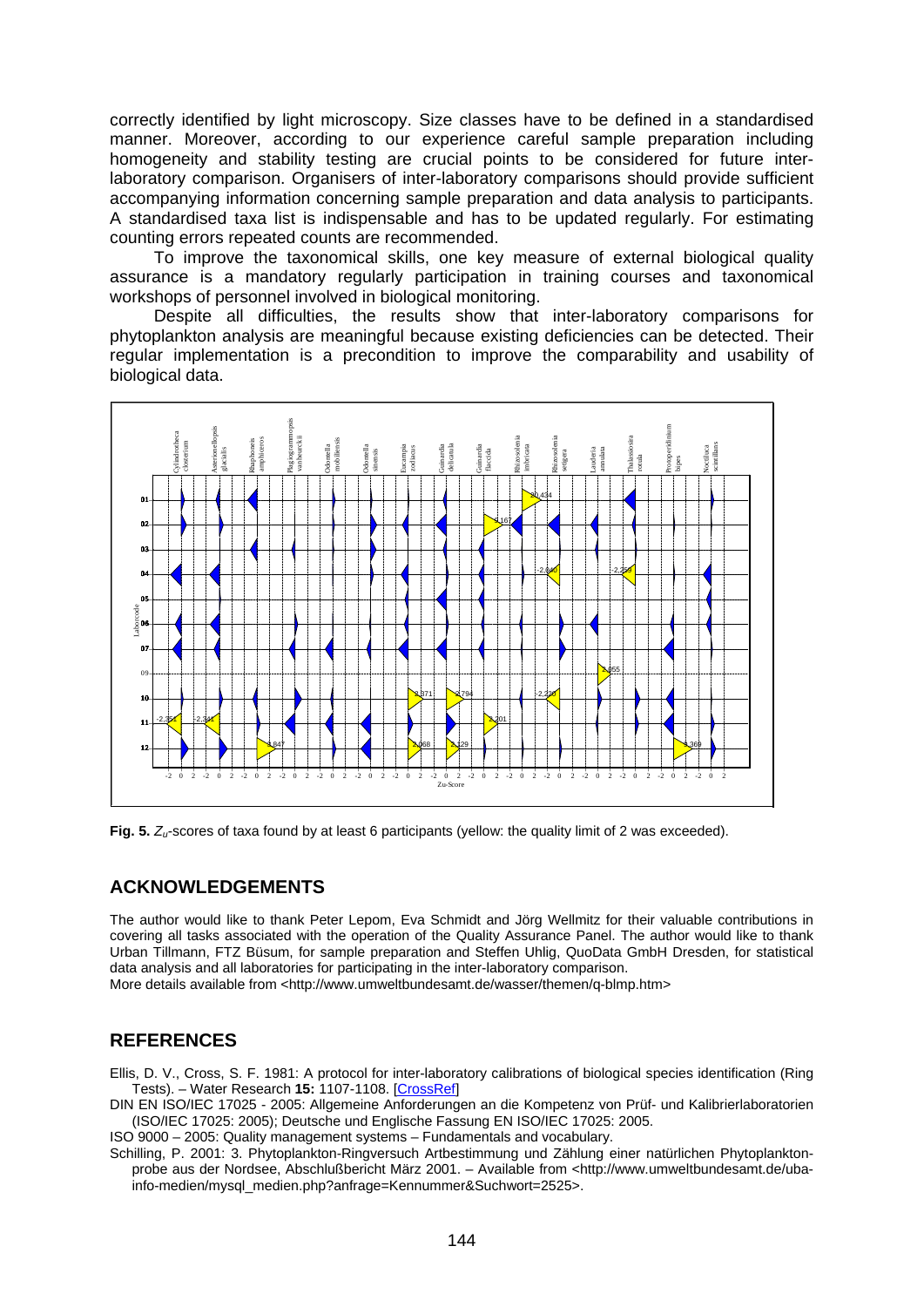correctly identified by light microscopy. Size classes have to be defined in a standardised manner. Moreover, according to our experience careful sample preparation including homogeneity and stability testing are crucial points to be considered for future inter-laboratory comparison. Organisers of inter-laboratory comparisons should provide sufficient accompanying information concerning sample preparation and data analysis to participants. A standardised taxa list is indispensable and has to be updated regularly. For estimating counting errors repeated counts are recommended.

To improve the taxonomical skills, one key measure of external biological quality assurance is a mandatory regularly participation in training courses and taxonomical workshops of personnel involved in biological monitoring.

Despite all difficulties, the results show that inter-laboratory comparisons for phytoplankton analysis are meaningful because existing deficiencies can be detected. Their regular implementation is a precondition to improve the comparability and usability of biological data.

Cylindrotheca closterium
Asterionellopsis glacialis
Rhaphoneis amphiceros
Plagiogrammopsis vanheurckii
Odontella mobiliensis
Odontella sinensis
Eucampia zodiacus
Guinardia delicatula
Guinardia flaccida
Rhizosolenia imbricata
Rhizosolenia setigera
Lauderia annulata
Thalassiosira rotula
Protoperidinium bipes
Noctiluca scintillans

Laborcode
01
02
03
04
05
06
07
09
10
11
12

30,434
7,167
-2,640
-2,259
2,055
2,371
2,794
-2,220
-2,351
-2,341
2,201
2,847
2,068
2,129
2,369

-2 0 2 -2 0 2 -2 0 2 -2 0 2 -2 0 2 -2 0 2 -2 0 2 -2 0 2 -2 0 2 -2 0 2 -2 0 2 -2 0 2 -2 0 2 -2 0 2 -2 0 2

Zu-Score

**Fig. 5.** $Z_u$-scores of taxa found by at least 6 participants (yellow: the quality limit of 2 was exceeded).

## ACKNOWLEDGEMENTS

The author would like to thank Peter Lepom, Eva Schmidt and Jörg Wellmitz for their valuable contributions in covering all tasks associated with the operation of the Quality Assurance Panel. The author would like to thank Urban Tillmann, FTZ Büsum, for sample preparation and Steffen Uhlig, QuoData GmbH Dresden, for statistical data analysis and all laboratories for participating in the inter-laboratory comparison.

More details available from <http://www.umweltbundesamt.de/wasser/themen/q-blmp.htm>

## REFERENCES

Ellis, D. V., Cross, S. F. 1981: A protocol for inter-laboratory calibrations of biological species identification (Ring Tests). – Water Research **15:** 1107-1108. [CrossRef]

DIN EN ISO/IEC 17025 - 2005: Allgemeine Anforderungen an die Kompetenz von Prüf- und Kalibrierlaboratorien (ISO/IEC 17025: 2005); Deutsche und Englische Fassung EN ISO/IEC 17025: 2005.

ISO 9000 – 2005: Quality management systems – Fundamentals and vocabulary.

Schilling, P. 2001: 3. Phytoplankton-Ringversuch Artbestimmung und Zählung einer natürlichen Phytoplanktonprobe aus der Nordsee, Abschlußbericht März 2001. – Available from <http://www.umweltbundesamt.de/uba-info-medien/mysql_medien.php?anfrage=Kennummer&Suchwort=2525>.